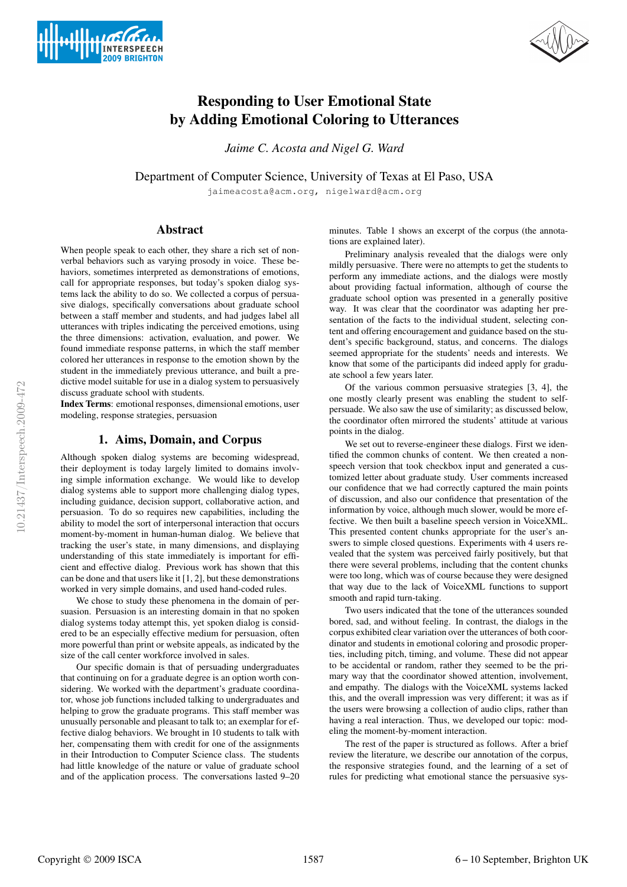# Responding to User Emotional State by Adding Emotional Coloring to Utterances

*Jaime C. Acosta and Nigel G. Ward*

Department of Computer Science, University of Texas at El Paso, USA

jaimeacosta@acm.org, nigelward@acm.org

## Abstract

When people speak to each other, they share a rich set of nonverbal behaviors such as varying prosody in voice. These behaviors, sometimes interpreted as demonstrations of emotions, call for appropriate responses, but today's spoken dialog systems lack the ability to do so. We collected a corpus of persuasive dialogs, specifically conversations about graduate school between a staff member and students, and had judges label all utterances with triples indicating the perceived emotions, using the three dimensions: activation, evaluation, and power. We found immediate response patterns, in which the staff member colored her utterances in response to the emotion shown by the student in the immediately previous utterance, and built a predictive model suitable for use in a dialog system to persuasively discuss graduate school with students.

**Index Terms**: emotional responses, dimensional emotions, user modeling, response strategies, persuasion

## 1. Aims, Domain, and Corpus

Although spoken dialog systems are becoming widespread, their deployment is today largely limited to domains involving simple information exchange. We would like to develop dialog systems able to support more challenging dialog types, including guidance, decision support, collaborative action, and persuasion. To do so requires new capabilities, including the ability to model the sort of interpersonal interaction that occurs moment-by-moment in human-human dialog. We believe that tracking the user's state, in many dimensions, and displaying understanding of this state immediately is important for efficient and effective dialog. Previous work has shown that this can be done and that users like it [1, 2], but these demonstrations worked in very simple domains, and used hand-coded rules.

We chose to study these phenomena in the domain of persuasion. Persuasion is an interesting domain in that no spoken dialog systems today attempt this, yet spoken dialog is considered to be an especially effective medium for persuasion, often more powerful than print or website appeals, as indicated by the size of the call center workforce involved in sales.

Our specific domain is that of persuading undergraduates that continuing on for a graduate degree is an option worth considering. We worked with the department's graduate coordinator, whose job functions included talking to undergraduates and helping to grow the graduate programs. This staff member was unusually personable and pleasant to talk to; an exemplar for effective dialog behaviors. We brought in 10 students to talk with her, compensating them with credit for one of the assignments in their Introduction to Computer Science class. The students had little knowledge of the nature or value of graduate school and of the application process. The conversations lasted 9–20 minutes. Table 1 shows an excerpt of the corpus (the annotations are explained later).

Preliminary analysis revealed that the dialogs were only mildly persuasive. There were no attempts to get the students to perform any immediate actions, and the dialogs were mostly about providing factual information, although of course the graduate school option was presented in a generally positive way. It was clear that the coordinator was adapting her presentation of the facts to the individual student, selecting content and offering encouragement and guidance based on the student's specific background, status, and concerns. The dialogs seemed appropriate for the students' needs and interests. We know that some of the participants did indeed apply for graduate school a few years later.

Of the various common persuasive strategies [3, 4], the one mostly clearly present was enabling the student to self-persuade. We also saw the use of similarity; as discussed below, the coordinator often mirrored the students' attitude at various points in the dialog.

We set out to reverse-engineer these dialogs. First we identified the common chunks of content. We then created a non-speech version that took checkbox input and generated a customized letter about graduate study. User comments increased our confidence that we had correctly captured the main points of discussion, and also our confidence that presentation of the information by voice, although much slower, would be more effective. We then built a baseline speech version in VoiceXML. This presented content chunks appropriate for the user's answers to simple closed questions. Experiments with 4 users revealed that the system was perceived fairly positively, but that there were several problems, including that the content chunks were too long, which was of course because they were designed that way due to the lack of VoiceXML functions to support smooth and rapid turn-taking.

Two users indicated that the tone of the utterances sounded bored, sad, and without feeling. In contrast, the dialogs in the corpus exhibited clear variation over the utterances of both coordinator and students in emotional coloring and prosodic properties, including pitch, timing, and volume. These did not appear to be accidental or random, rather they seemed to be the primary way that the coordinator showed attention, involvement, and empathy. The dialogs with the VoiceXML systems lacked this, and the overall impression was very different; it was as if the users were browsing a collection of audio clips, rather than having a real interaction. Thus, we developed our topic: modeling the moment-by-moment interaction.

The rest of the paper is structured as follows. After a brief review the literature, we describe our annotation of the corpus, the responsive strategies found, and the learning of a set of rules for predicting what emotional stance the persuasive sys-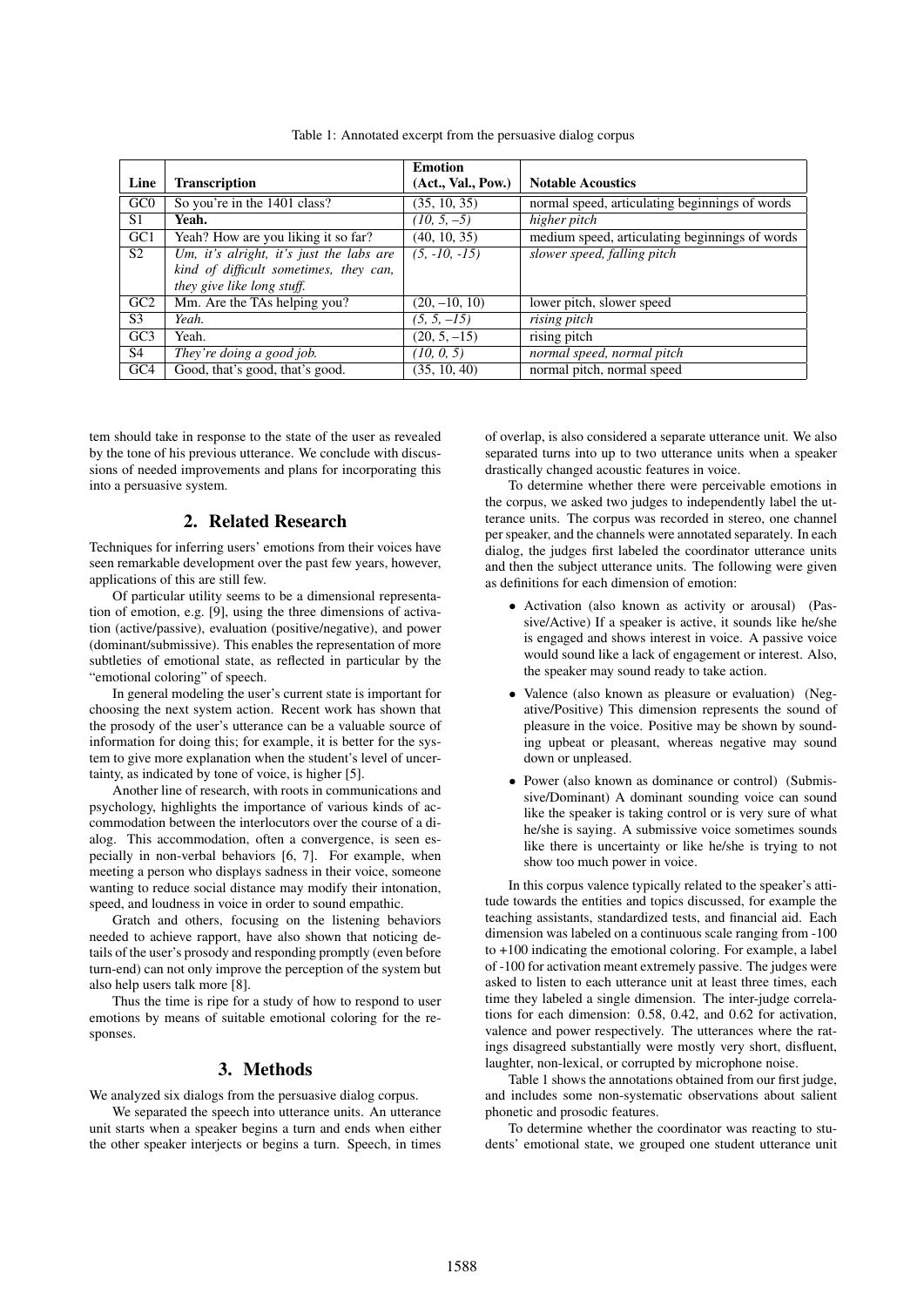Table 1: Annotated excerpt from the persuasive dialog corpus

| Line | Transcription | Emotion (Act., Val., Pow.) | Notable Acoustics |
|---|---|---|---|
| GC0 | So you're in the 1401 class? | (35, 10, 35) | normal speed, articulating beginnings of words |
| S1 | **Yeah.** | *(10, 5, –5)* | *higher pitch* |
| GC1 | Yeah? How are you liking it so far? | (40, 10, 35) | medium speed, articulating beginnings of words |
| S2 | *Um, it's alright, it's just the labs are kind of difficult sometimes, they can, they give like long stuff.* | *(5, -10, -15)* | *slower speed, falling pitch* |
| GC2 | Mm. Are the TAs helping you? | (20, –10, 10) | lower pitch, slower speed |
| S3 | *Yeah.* | *(5, 5, –15)* | *rising pitch* |
| GC3 | Yeah. | (20, 5, –15) | rising pitch |
| S4 | *They're doing a good job.* | *(10, 0, 5)* | *normal speed, normal pitch* |
| GC4 | Good, that's good, that's good. | (35, 10, 40) | normal pitch, normal speed |

tem should take in response to the state of the user as revealed by the tone of his previous utterance. We conclude with discussions of needed improvements and plans for incorporating this into a persuasive system.

## 2. Related Research

Techniques for inferring users' emotions from their voices have seen remarkable development over the past few years, however, applications of this are still few.

Of particular utility seems to be a dimensional representation of emotion, e.g. [9], using the three dimensions of activation (active/passive), evaluation (positive/negative), and power (dominant/submissive). This enables the representation of more subtleties of emotional state, as reflected in particular by the "emotional coloring" of speech.

In general modeling the user's current state is important for choosing the next system action. Recent work has shown that the prosody of the user's utterance can be a valuable source of information for doing this; for example, it is better for the system to give more explanation when the student's level of uncertainty, as indicated by tone of voice, is higher [5].

Another line of research, with roots in communications and psychology, highlights the importance of various kinds of accommodation between the interlocutors over the course of a dialog. This accommodation, often a convergence, is seen especially in non-verbal behaviors [6, 7]. For example, when meeting a person who displays sadness in their voice, someone wanting to reduce social distance may modify their intonation, speed, and loudness in voice in order to sound empathic.

Gratch and others, focusing on the listening behaviors needed to achieve rapport, have also shown that noticing details of the user's prosody and responding promptly (even before turn-end) can not only improve the perception of the system but also help users talk more [8].

Thus the time is ripe for a study of how to respond to user emotions by means of suitable emotional coloring for the responses.

## 3. Methods

We analyzed six dialogs from the persuasive dialog corpus.

We separated the speech into utterance units. An utterance unit starts when a speaker begins a turn and ends when either the other speaker interjects or begins a turn. Speech, in times of overlap, is also considered a separate utterance unit. We also separated turns into up to two utterance units when a speaker drastically changed acoustic features in voice.

To determine whether there were perceivable emotions in the corpus, we asked two judges to independently label the utterance units. The corpus was recorded in stereo, one channel per speaker, and the channels were annotated separately. In each dialog, the judges first labeled the coordinator utterance units and then the subject utterance units. The following were given as definitions for each dimension of emotion:

- Activation (also known as activity or arousal) (Passive/Active) If a speaker is active, it sounds like he/she is engaged and shows interest in voice. A passive voice would sound like a lack of engagement or interest. Also, the speaker may sound ready to take action.
- Valence (also known as pleasure or evaluation) (Negative/Positive) This dimension represents the sound of pleasure in the voice. Positive may be shown by sounding upbeat or pleasant, whereas negative may sound down or unpleased.
- Power (also known as dominance or control) (Submissive/Dominant) A dominant sounding voice can sound like the speaker is taking control or is very sure of what he/she is saying. A submissive voice sometimes sounds like there is uncertainty or like he/she is trying to not show too much power in voice.

In this corpus valence typically related to the speaker's attitude towards the entities and topics discussed, for example the teaching assistants, standardized tests, and financial aid. Each dimension was labeled on a continuous scale ranging from -100 to +100 indicating the emotional coloring. For example, a label of -100 for activation meant extremely passive. The judges were asked to listen to each utterance unit at least three times, each time they labeled a single dimension. The inter-judge correlations for each dimension: 0.58, 0.42, and 0.62 for activation, valence and power respectively. The utterances where the ratings disagreed substantially were mostly very short, disfluent, laughter, non-lexical, or corrupted by microphone noise.

Table 1 shows the annotations obtained from our first judge, and includes some non-systematic observations about salient phonetic and prosodic features.

To determine whether the coordinator was reacting to students' emotional state, we grouped one student utterance unit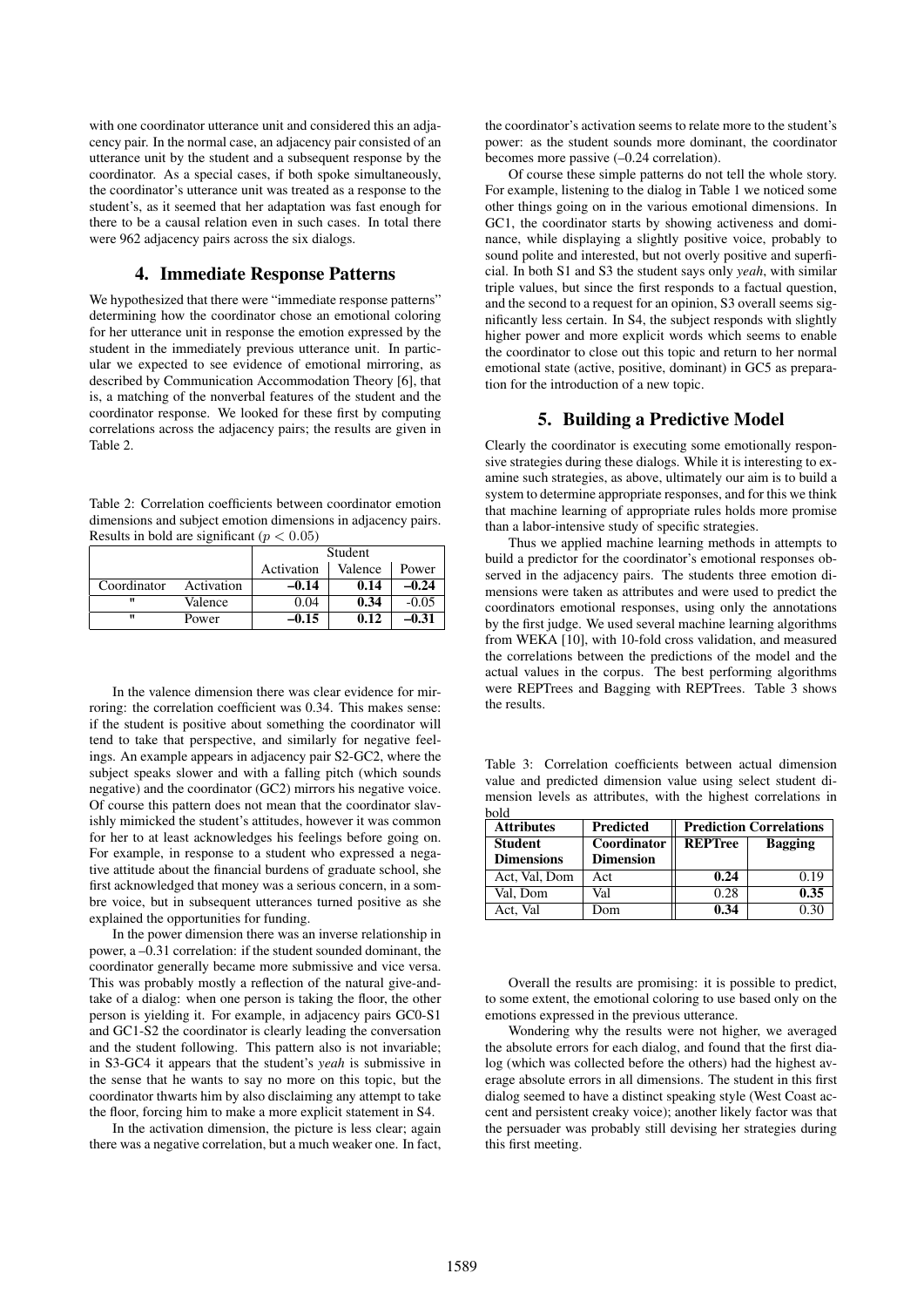with one coordinator utterance unit and considered this an adjacency pair. In the normal case, an adjacency pair consisted of an utterance unit by the student and a subsequent response by the coordinator. As a special cases, if both spoke simultaneously, the coordinator's utterance unit was treated as a response to the student's, as it seemed that her adaptation was fast enough for there to be a causal relation even in such cases. In total there were 962 adjacency pairs across the six dialogs.

## 4. Immediate Response Patterns

We hypothesized that there were "immediate response patterns" determining how the coordinator chose an emotional coloring for her utterance unit in response the emotion expressed by the student in the immediately previous utterance unit. In particular we expected to see evidence of emotional mirroring, as described by Communication Accommodation Theory [6], that is, a matching of the nonverbal features of the student and the coordinator response. We looked for these first by computing correlations across the adjacency pairs; the results are given in Table 2.

Table 2: Correlation coefficients between coordinator emotion dimensions and subject emotion dimensions in adjacency pairs. Results in bold are significant ($p < 0.05$)

| | | Student | | |
|---|---|---|---|---|
| | | Activation | Valence | Power |
| Coordinator | Activation | **–0.14** | **0.14** | **–0.24** |
| " | Valence | 0.04 | **0.34** | -0.05 |
| " | Power | **–0.15** | **0.12** | **–0.31** |

In the valence dimension there was clear evidence for mirroring: the correlation coefficient was 0.34. This makes sense: if the student is positive about something the coordinator will tend to take that perspective, and similarly for negative feelings. An example appears in adjacency pair S2-GC2, where the subject speaks slower and with a falling pitch (which sounds negative) and the coordinator (GC2) mirrors his negative voice. Of course this pattern does not mean that the coordinator slavishly mimicked the student's attitudes, however it was common for her to at least acknowledges his feelings before going on. For example, in response to a student who expressed a negative attitude about the financial burdens of graduate school, she first acknowledged that money was a serious concern, in a sombre voice, but in subsequent utterances turned positive as she explained the opportunities for funding.

In the power dimension there was an inverse relationship in power, a –0.31 correlation: if the student sounded dominant, the coordinator generally became more submissive and vice versa. This was probably mostly a reflection of the natural give-and-take of a dialog: when one person is taking the floor, the other person is yielding it. For example, in adjacency pairs GC0-S1 and GC1-S2 the coordinator is clearly leading the conversation and the student following. This pattern also is not invariable; in S3-GC4 it appears that the student's *yeah* is submissive in the sense that he wants to say no more on this topic, but the coordinator thwarts him by also disclaiming any attempt to take the floor, forcing him to make a more explicit statement in S4.

In the activation dimension, the picture is less clear; again there was a negative correlation, but a much weaker one. In fact, the coordinator's activation seems to relate more to the student's power: as the student sounds more dominant, the coordinator becomes more passive (–0.24 correlation).

Of course these simple patterns do not tell the whole story. For example, listening to the dialog in Table 1 we noticed some other things going on in the various emotional dimensions. In GC1, the coordinator starts by showing activeness and dominance, while displaying a slightly positive voice, probably to sound polite and interested, but not overly positive and superficial. In both S1 and S3 the student says only *yeah*, with similar triple values, but since the first responds to a factual question, and the second to a request for an opinion, S3 overall seems significantly less certain. In S4, the subject responds with slightly higher power and more explicit words which seems to enable the coordinator to close out this topic and return to her normal emotional state (active, positive, dominant) in GC5 as preparation for the introduction of a new topic.

## 5. Building a Predictive Model

Clearly the coordinator is executing some emotionally responsive strategies during these dialogs. While it is interesting to examine such strategies, as above, ultimately our aim is to build a system to determine appropriate responses, and for this we think that machine learning of appropriate rules holds more promise than a labor-intensive study of specific strategies.

Thus we applied machine learning methods in attempts to build a predictor for the coordinator's emotional responses observed in the adjacency pairs. The students three emotion dimensions were taken as attributes and were used to predict the coordinators emotional responses, using only the annotations by the first judge. We used several machine learning algorithms from WEKA [10], with 10-fold cross validation, and measured the correlations between the predictions of the model and the actual values in the corpus. The best performing algorithms were REPTrees and Bagging with REPTrees. Table 3 shows the results.

Table 3: Correlation coefficients between actual dimension value and predicted dimension value using select student dimension levels as attributes, with the highest correlations in bold

| **Attributes** | **Predicted** | **Prediction Correlations** | |
|---|---|---|---|
| **Student Dimensions** | **Coordinator Dimension** | **REPTree** | **Bagging** |
| Act, Val, Dom | Act | **0.24** | 0.19 |
| Val, Dom | Val | 0.28 | **0.35** |
| Act, Val | Dom | **0.34** | 0.30 |

Overall the results are promising: it is possible to predict, to some extent, the emotional coloring to use based only on the emotions expressed in the previous utterance.

Wondering why the results were not higher, we averaged the absolute errors for each dialog, and found that the first dialog (which was collected before the others) had the highest average absolute errors in all dimensions. The student in this first dialog seemed to have a distinct speaking style (West Coast accent and persistent creaky voice); another likely factor was that the persuader was probably still devising her strategies during this first meeting.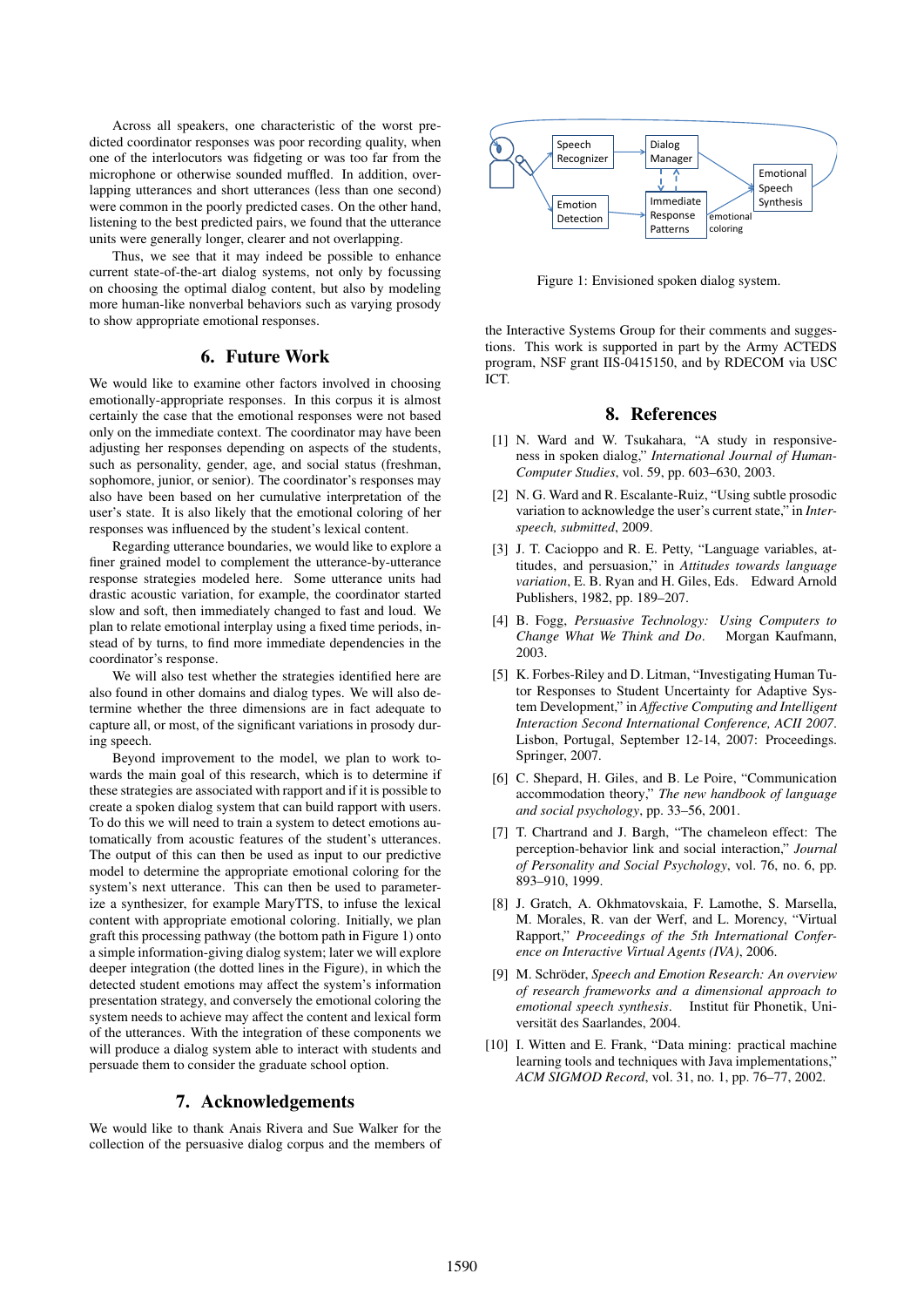Across all speakers, one characteristic of the worst predicted coordinator responses was poor recording quality, when one of the interlocutors was fidgeting or was too far from the microphone or otherwise sounded muffled. In addition, overlapping utterances and short utterances (less than one second) were common in the poorly predicted cases. On the other hand, listening to the best predicted pairs, we found that the utterance units were generally longer, clearer and not overlapping.

Thus, we see that it may indeed be possible to enhance current state-of-the-art dialog systems, not only by focussing on choosing the optimal dialog content, but also by modeling more human-like nonverbal behaviors such as varying prosody to show appropriate emotional responses.

## 6. Future Work

We would like to examine other factors involved in choosing emotionally-appropriate responses. In this corpus it is almost certainly the case that the emotional responses were not based only on the immediate context. The coordinator may have been adjusting her responses depending on aspects of the students, such as personality, gender, age, and social status (freshman, sophomore, junior, or senior). The coordinator's responses may also have been based on her cumulative interpretation of the user's state. It is also likely that the emotional coloring of her responses was influenced by the student's lexical content.

Regarding utterance boundaries, we would like to explore a finer grained model to complement the utterance-by-utterance response strategies modeled here. Some utterance units had drastic acoustic variation, for example, the coordinator started slow and soft, then immediately changed to fast and loud. We plan to relate emotional interplay using a fixed time periods, instead of by turns, to find more immediate dependencies in the coordinator's response.

We will also test whether the strategies identified here are also found in other domains and dialog types. We will also determine whether the three dimensions are in fact adequate to capture all, or most, of the significant variations in prosody during speech.

Beyond improvement to the model, we plan to work towards the main goal of this research, which is to determine if these strategies are associated with rapport and if it is possible to create a spoken dialog system that can build rapport with users. To do this we will need to train a system to detect emotions automatically from acoustic features of the student's utterances. The output of this can then be used as input to our predictive model to determine the appropriate emotional coloring for the system's next utterance. This can then be used to parameterize a synthesizer, for example MaryTTS, to infuse the lexical content with appropriate emotional coloring. Initially, we plan graft this processing pathway (the bottom path in Figure 1) onto a simple information-giving dialog system; later we will explore deeper integration (the dotted lines in the Figure), in which the detected student emotions may affect the system's information presentation strategy, and conversely the emotional coloring the system needs to achieve may affect the content and lexical form of the utterances. With the integration of these components we will produce a dialog system able to interact with students and persuade them to consider the graduate school option.

## 7. Acknowledgements

We would like to thank Anais Rivera and Sue Walker for the collection of the persuasive dialog corpus and the members of the Interactive Systems Group for their comments and suggestions. This work is supported in part by the Army ACTEDS program, NSF grant IIS-0415150, and by RDECOM via USC ICT.

Speech Recognizer
Dialog Manager
Emotional Speech Synthesis
Emotion Detection
Immediate Response Patterns
emotional coloring

Figure 1: Envisioned spoken dialog system.

## 8. References

[1] N. Ward and W. Tsukahara, "A study in responsiveness in spoken dialog," *International Journal of Human-Computer Studies*, vol. 59, pp. 603–630, 2003.

[2] N. G. Ward and R. Escalante-Ruiz, "Using subtle prosodic variation to acknowledge the user's current state," in *Interspeech, submitted*, 2009.

[3] J. T. Cacioppo and R. E. Petty, "Language variables, attitudes, and persuasion," in *Attitudes towards language variation*, E. B. Ryan and H. Giles, Eds. Edward Arnold Publishers, 1982, pp. 189–207.

[4] B. Fogg, *Persuasive Technology: Using Computers to Change What We Think and Do*. Morgan Kaufmann, 2003.

[5] K. Forbes-Riley and D. Litman, "Investigating Human Tutor Responses to Student Uncertainty for Adaptive System Development," in *Affective Computing and Intelligent Interaction Second International Conference, ACII 2007*. Lisbon, Portugal, September 12-14, 2007: Proceedings. Springer, 2007.

[6] C. Shepard, H. Giles, and B. Le Poire, "Communication accommodation theory," *The new handbook of language and social psychology*, pp. 33–56, 2001.

[7] T. Chartrand and J. Bargh, "The chameleon effect: The perception-behavior link and social interaction," *Journal of Personality and Social Psychology*, vol. 76, no. 6, pp. 893–910, 1999.

[8] J. Gratch, A. Okhmatovskaia, F. Lamothe, S. Marsella, M. Morales, R. van der Werf, and L. Morency, "Virtual Rapport," *Proceedings of the 5th International Conference on Interactive Virtual Agents (IVA)*, 2006.

[9] M. Schröder, *Speech and Emotion Research: An overview of research frameworks and a dimensional approach to emotional speech synthesis*. Institut für Phonetik, Universität des Saarlandes, 2004.

[10] I. Witten and E. Frank, "Data mining: practical machine learning tools and techniques with Java implementations," *ACM SIGMOD Record*, vol. 31, no. 1, pp. 76–77, 2002.